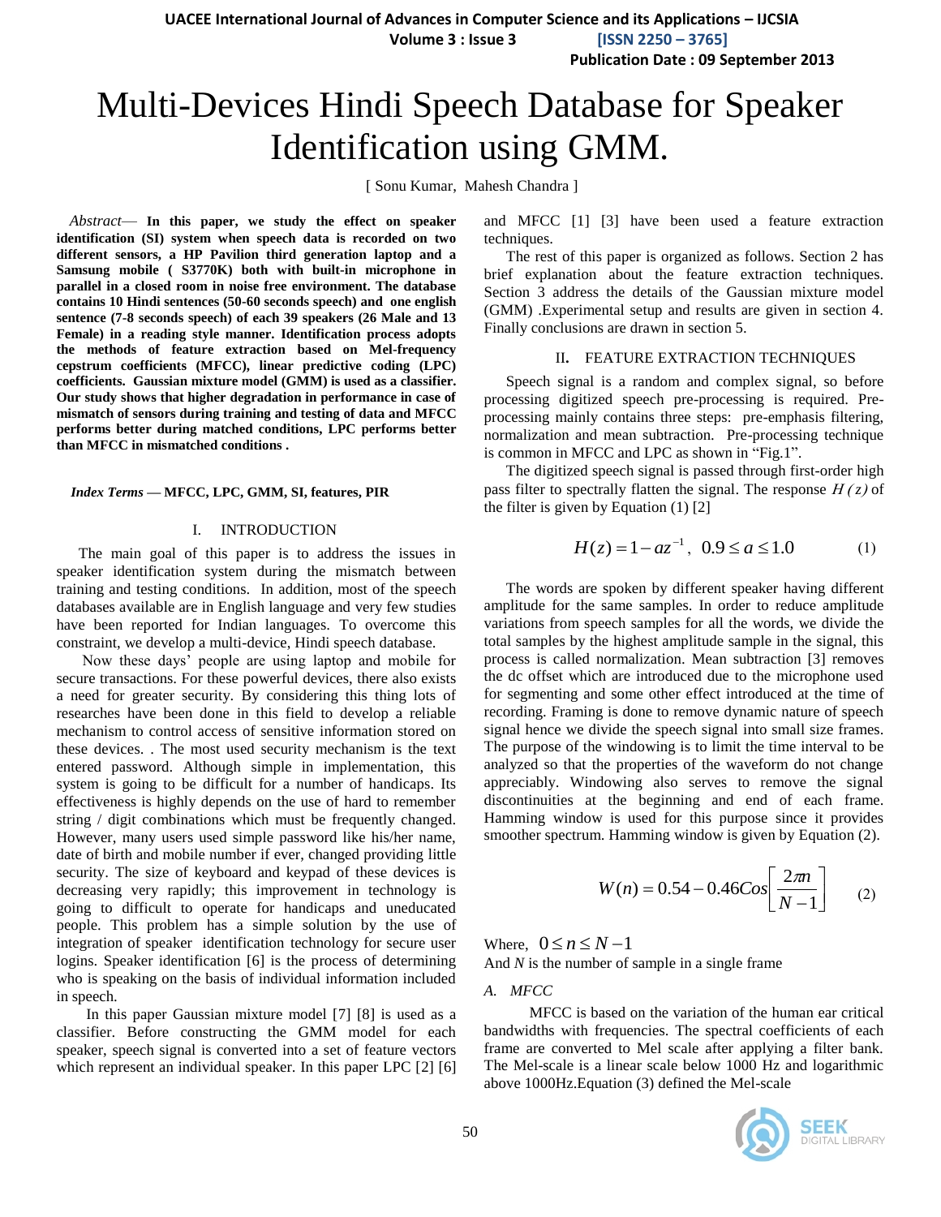# Multi-Devices Hindi Speech Database for Speaker Identification using GMM.

[ Sonu Kumar, Mahesh Chandra ]

*Abstract*— **In this paper, we study the effect on speaker identification (SI) system when speech data is recorded on two different sensors, a HP Pavilion third generation laptop and a Samsung mobile ( S3770K) both with built-in microphone in parallel in a closed room in noise free environment. The database contains 10 Hindi sentences (50-60 seconds speech) and one english sentence (7-8 seconds speech) of each 39 speakers (26 Male and 13 Female) in a reading style manner. Identification process adopts the methods of feature extraction based on Mel-frequency cepstrum coefficients (MFCC), linear predictive coding (LPC) coefficients. Gaussian mixture model (GMM) is used as a classifier. Our study shows that higher degradation in performance in case of mismatch of sensors during training and testing of data and MFCC performs better during matched conditions, LPC performs better than MFCC in mismatched conditions .**

***Index Terms* — MFCC, LPC, GMM, SI, features, PIR**

## I. INTRODUCTION

The main goal of this paper is to address the issues in speaker identification system during the mismatch between training and testing conditions. In addition, most of the speech databases available are in English language and very few studies have been reported for Indian languages. To overcome this constraint, we develop a multi-device, Hindi speech database.

Now these days' people are using laptop and mobile for secure transactions. For these powerful devices, there also exists a need for greater security. By considering this thing lots of researches have been done in this field to develop a reliable mechanism to control access of sensitive information stored on these devices. . The most used security mechanism is the text entered password. Although simple in implementation, this system is going to be difficult for a number of handicaps. Its effectiveness is highly depends on the use of hard to remember string / digit combinations which must be frequently changed. However, many users used simple password like his/her name, date of birth and mobile number if ever, changed providing little security. The size of keyboard and keypad of these devices is decreasing very rapidly; this improvement in technology is going to difficult to operate for handicaps and uneducated people. This problem has a simple solution by the use of integration of speaker identification technology for secure user logins. Speaker identification [6] is the process of determining who is speaking on the basis of individual information included in speech.

In this paper Gaussian mixture model [7] [8] is used as a classifier. Before constructing the GMM model for each speaker, speech signal is converted into a set of feature vectors which represent an individual speaker. In this paper LPC [2] [6] and MFCC [1] [3] have been used a feature extraction techniques.

The rest of this paper is organized as follows. Section 2 has brief explanation about the feature extraction techniques. Section 3 address the details of the Gaussian mixture model (GMM) .Experimental setup and results are given in section 4. Finally conclusions are drawn in section 5.

## II. FEATURE EXTRACTION TECHNIQUES

Speech signal is a random and complex signal, so before processing digitized speech pre-processing is required. Pre-processing mainly contains three steps: pre-emphasis filtering, normalization and mean subtraction. Pre-processing technique is common in MFCC and LPC as shown in "Fig.1".

The digitized speech signal is passed through first-order high pass filter to spectrally flatten the signal. The response $H(z)$ of the filter is given by Equation (1) [2]

$$H(z) = 1 - az^{-1}, \quad 0.9 \le a \le 1.0 \qquad (1)$$

The words are spoken by different speaker having different amplitude for the same samples. In order to reduce amplitude variations from speech samples for all the words, we divide the total samples by the highest amplitude sample in the signal, this process is called normalization. Mean subtraction [3] removes the dc offset which are introduced due to the microphone used for segmenting and some other effect introduced at the time of recording. Framing is done to remove dynamic nature of speech signal hence we divide the speech signal into small size frames. The purpose of the windowing is to limit the time interval to be analyzed so that the properties of the waveform do not change appreciably. Windowing also serves to remove the signal discontinuities at the beginning and end of each frame. Hamming window is used for this purpose since it provides smoother spectrum. Hamming window is given by Equation (2).

$$W(n) = 0.54 - 0.46 Cos\left[\frac{2\pi n}{N-1}\right] \qquad (2)$$

Where, $0 \le n \le N-1$

And $N$ is the number of sample in a single frame

### A. MFCC

MFCC is based on the variation of the human ear critical bandwidths with frequencies. The spectral coefficients of each frame are converted to Mel scale after applying a filter bank. The Mel-scale is a linear scale below 1000 Hz and logarithmic above 1000Hz.Equation (3) defined the Mel-scale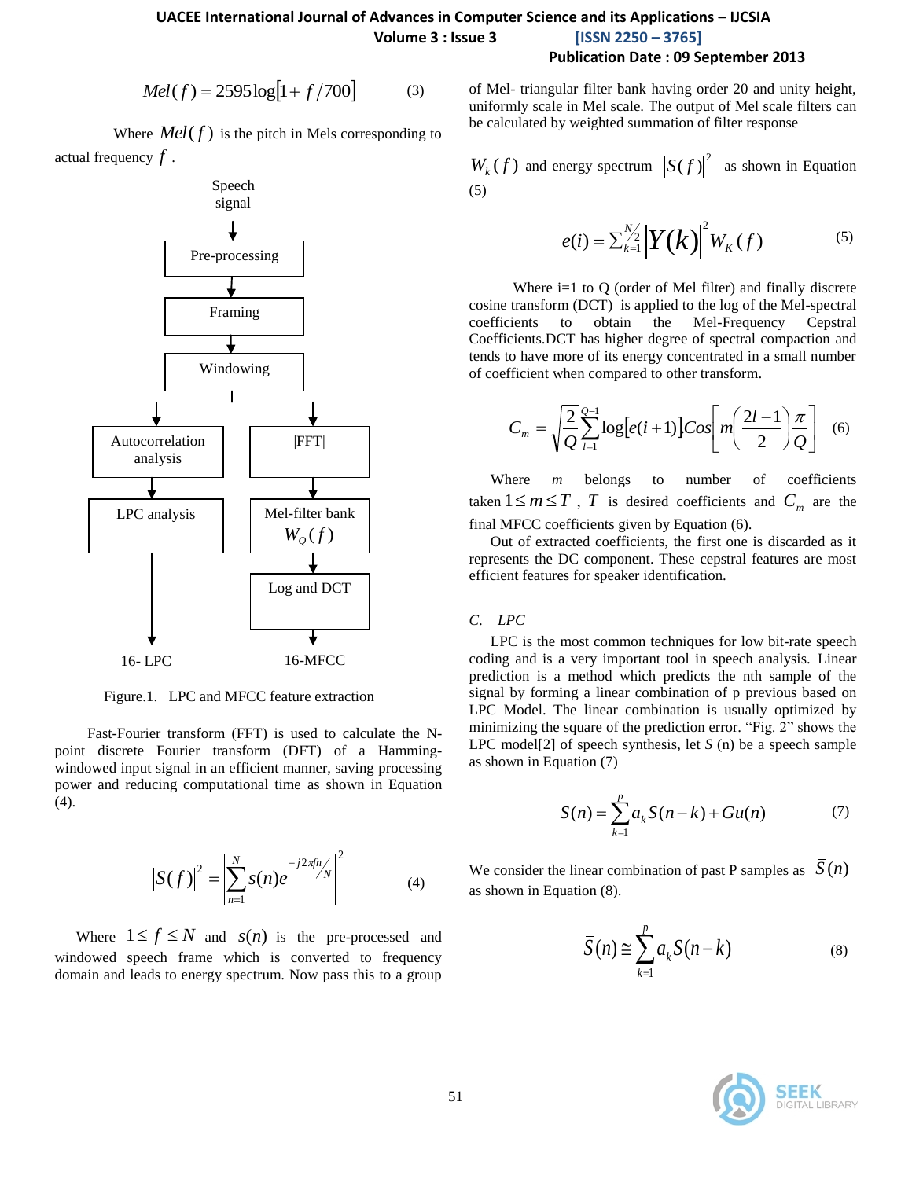$$Mel(f) = 2595\log[1 + f/700] \qquad (3)$$

Where $Mel(f)$ is the pitch in Mels corresponding to actual frequency $f$.

Speech signal → Pre-processing → Framing → Windowing → Autocorrelation analysis → LPC analysis → 16- LPC

Windowing → |FFT| → Mel-filter bank $W_Q(f)$ → Log and DCT → 16-MFCC

Figure.1. LPC and MFCC feature extraction

Fast-Fourier transform (FFT) is used to calculate the N-point discrete Fourier transform (DFT) of a Hamming-windowed input signal in an efficient manner, saving processing power and reducing computational time as shown in Equation (4).

$$|S(f)|^2 = \left|\sum_{n=1}^{N} s(n) e^{-j2\pi f n/N}\right|^2 \qquad (4)$$

Where $1 \le f \le N$ and $s(n)$ is the pre-processed and windowed speech frame which is converted to frequency domain and leads to energy spectrum. Now pass this to a group of Mel- triangular filter bank having order 20 and unity height, uniformly scale in Mel scale. The output of Mel scale filters can be calculated by weighted summation of filter response $W_k(f)$ and energy spectrum $|S(f)|^2$ as shown in Equation (5)

$$e(i) = \sum_{k=1}^{N/2} |Y(k)|^2 W_K(f) \qquad (5)$$

Where i=1 to Q (order of Mel filter) and finally discrete cosine transform (DCT) is applied to the log of the Mel-spectral coefficients to obtain the Mel-Frequency Cepstral Coefficients.DCT has higher degree of spectral compaction and tends to have more of its energy concentrated in a small number of coefficient when compared to other transform.

$$C_m = \sqrt{\frac{2}{Q}} \sum_{l=1}^{Q-1} \log[e(i+1)] Cos\left[m\left(\frac{2l-1}{2}\right)\frac{\pi}{Q}\right] \qquad (6)$$

Where $m$ belongs to number of coefficients taken $1 \le m \le T$ , $T$ is desired coefficients and $C_m$ are the final MFCC coefficients given by Equation (6).

Out of extracted coefficients, the first one is discarded as it represents the DC component. These cepstral features are most efficient features for speaker identification.

### C. LPC

LPC is the most common techniques for low bit-rate speech coding and is a very important tool in speech analysis. Linear prediction is a method which predicts the nth sample of the signal by forming a linear combination of p previous based on LPC Model. The linear combination is usually optimized by minimizing the square of the prediction error. "Fig. 2" shows the LPC model[2] of speech synthesis, let $S$ (n) be a speech sample as shown in Equation (7)

$$S(n) = \sum_{k=1}^{p} a_k S(n-k) + Gu(n) \qquad (7)$$

We consider the linear combination of past P samples as $\bar{S}(n)$ as shown in Equation (8).

$$\bar{S}(n) \cong \sum_{k=1}^{p} a_k S(n-k) \qquad (8)$$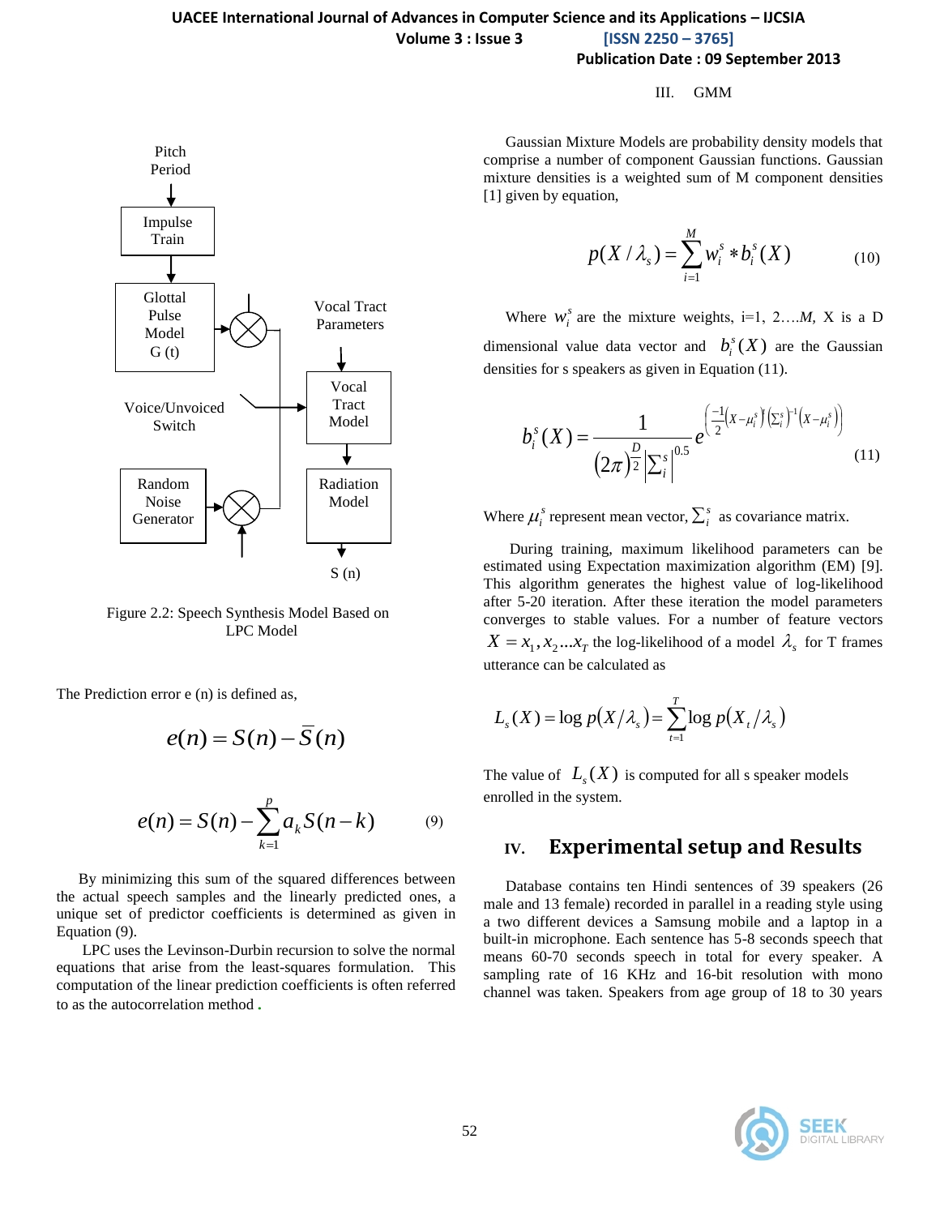Figure 2.2: Speech Synthesis Model Based on LPC Model

The Prediction error e (n) is defined as,

$$e(n) = S(n) - \overline{S}(n)$$

$$e(n) = S(n) - \sum_{k=1}^{p} a_k S(n-k) \qquad (9)$$

By minimizing this sum of the squared differences between the actual speech samples and the linearly predicted ones, a unique set of predictor coefficients is determined as given in Equation (9).

LPC uses the Levinson-Durbin recursion to solve the normal equations that arise from the least-squares formulation. This computation of the linear prediction coefficients is often referred to as the autocorrelation method.

## III. GMM

Gaussian Mixture Models are probability density models that comprise a number of component Gaussian functions. Gaussian mixture densities is a weighted sum of M component densities [1] given by equation,

$$p(X/\lambda_s) = \sum_{i=1}^{M} w_i^s * b_i^s(X) \qquad (10)$$

Where $w_i^s$ are the mixture weights, i=1, 2….*M*, X is a D dimensional value data vector and $b_i^s(X)$ are the Gaussian densities for s speakers as given in Equation (11).

$$b_i^s(X) = \frac{1}{(2\pi)^{\frac{D}{2}} \left|\Sigma_i^s\right|^{0.5}} e^{\left(\frac{-1}{2}\left(X-\mu_i^s\right)'\left(\Sigma_i^s\right)^{-1}\left(X-\mu_i^s\right)\right)} \qquad (11)$$

Where $\mu_i^s$ represent mean vector, $\Sigma_i^s$ as covariance matrix.

During training, maximum likelihood parameters can be estimated using Expectation maximization algorithm (EM) [9]. This algorithm generates the highest value of log-likelihood after 5-20 iteration. After these iteration the model parameters converges to stable values. For a number of feature vectors $X = x_1, x_2 ... x_T$ the log-likelihood of a model $\lambda_s$ for T frames utterance can be calculated as

$$L_s(X) = \log p(X/\lambda_s) = \sum_{t=1}^{T} \log p(X_t/\lambda_s)$$

The value of $L_s(X)$ is computed for all s speaker models enrolled in the system.

## IV. Experimental setup and Results

Database contains ten Hindi sentences of 39 speakers (26 male and 13 female) recorded in parallel in a reading style using a two different devices a Samsung mobile and a laptop in a built-in microphone. Each sentence has 5-8 seconds speech that means 60-70 seconds speech in total for every speaker. A sampling rate of 16 KHz and 16-bit resolution with mono channel was taken. Speakers from age group of 18 to 30 years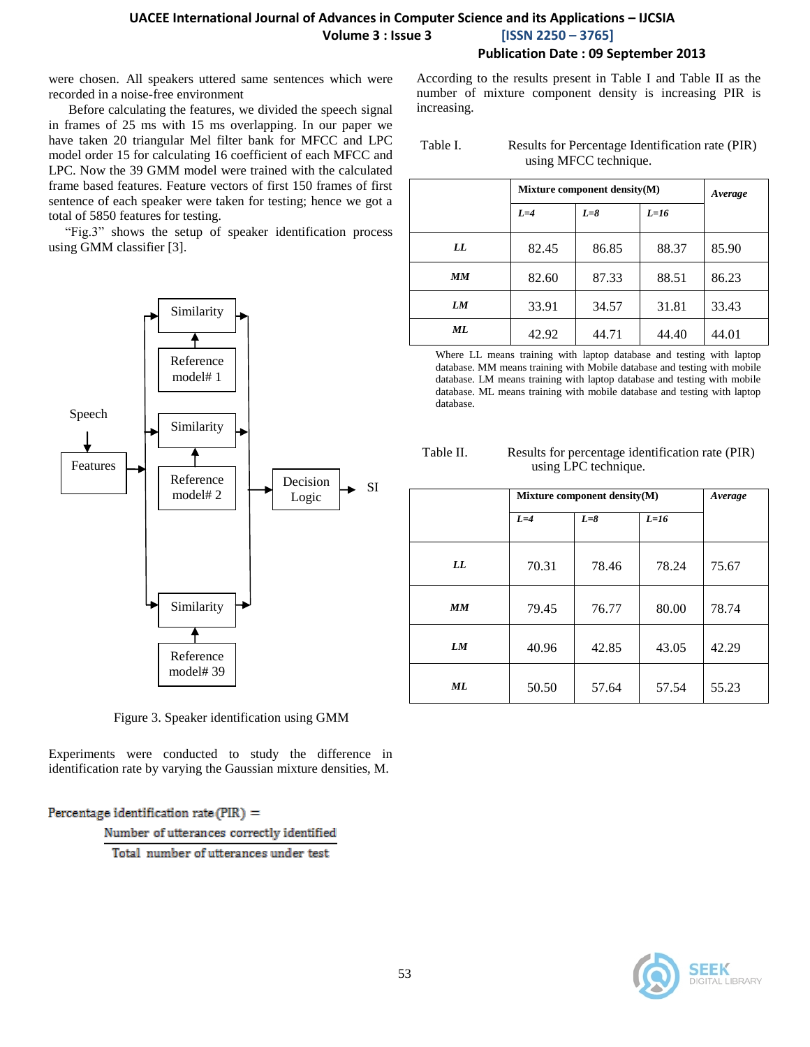were chosen. All speakers uttered same sentences which were recorded in a noise-free environment

Before calculating the features, we divided the speech signal in frames of 25 ms with 15 ms overlapping. In our paper we have taken 20 triangular Mel filter bank for MFCC and LPC model order 15 for calculating 16 coefficient of each MFCC and LPC. Now the 39 GMM model were trained with the calculated frame based features. Feature vectors of first 150 frames of first sentence of each speaker were taken for testing; hence we got a total of 5850 features for testing.

"Fig.3" shows the setup of speaker identification process using GMM classifier [3].

Figure 3. Speaker identification using GMM

Experiments were conducted to study the difference in identification rate by varying the Gaussian mixture densities, M.

$$\text{Percentage identification rate (PIR)} = \frac{\text{Number of utterances correctly identified}}{\text{Total number of utterances under test}}$$

According to the results present in Table I and Table II as the number of mixture component density is increasing PIR is increasing.

Table I. Results for Percentage Identification rate (PIR) using MFCC technique.

| | **Mixture component density(M)** | | | ***Average*** |
|---|---|---|---|---|
| | ***L=4*** | ***L=8*** | ***L=16*** | |
| ***LL*** | 82.45 | 86.85 | 88.37 | 85.90 |
| ***MM*** | 82.60 | 87.33 | 88.51 | 86.23 |
| ***LM*** | 33.91 | 34.57 | 31.81 | 33.43 |
| ***ML*** | 42.92 | 44.71 | 44.40 | 44.01 |

Where LL means training with laptop database and testing with laptop database. MM means training with Mobile database and testing with mobile database. LM means training with laptop database and testing with mobile database. ML means training with mobile database and testing with laptop database.

Table II. Results for percentage identification rate (PIR) using LPC technique.

| | **Mixture component density(M)** | | | ***Average*** |
|---|---|---|---|---|
| | ***L=4*** | ***L=8*** | ***L=16*** | |
| ***LL*** | 70.31 | 78.46 | 78.24 | 75.67 |
| ***MM*** | 79.45 | 76.77 | 80.00 | 78.74 |
| ***LM*** | 40.96 | 42.85 | 43.05 | 42.29 |
| ***ML*** | 50.50 | 57.64 | 57.54 | 55.23 |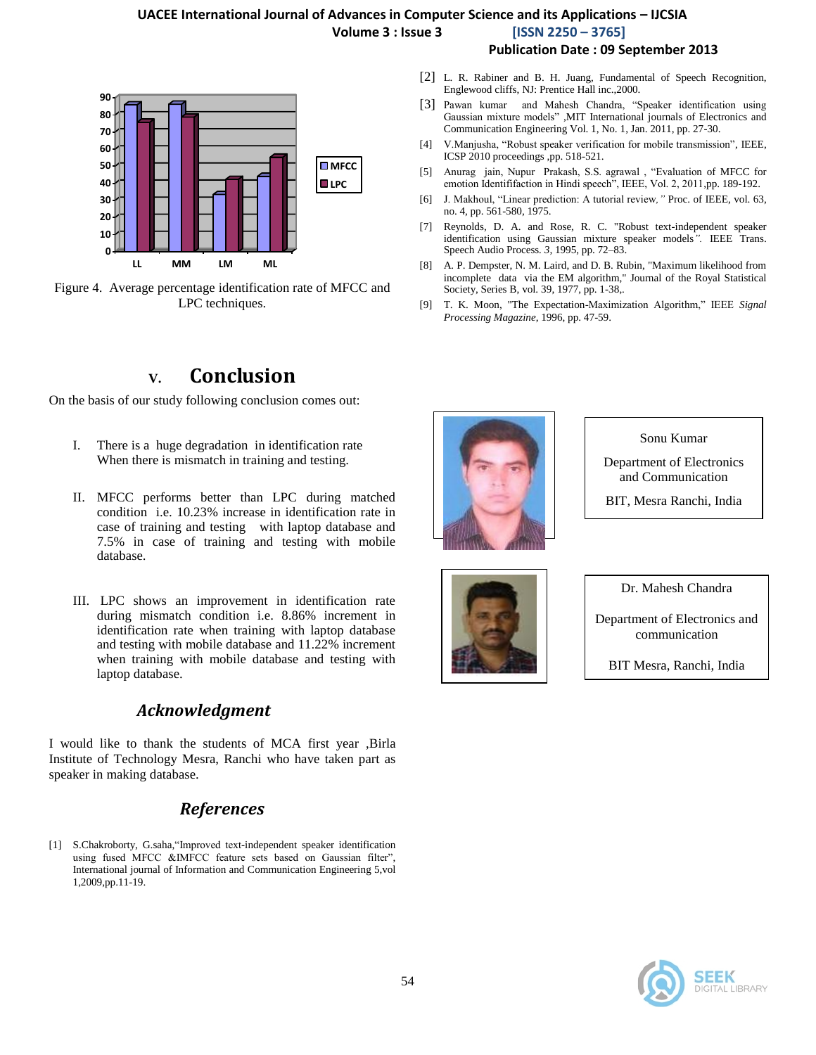90
80
70
60
50
40
30
20
10
0
LL
MM
LM
ML
MFCC
LPC

Figure 4. Average percentage identification rate of MFCC and LPC techniques.

## V. Conclusion

On the basis of our study following conclusion comes out:

I. There is a huge degradation in identification rate When there is mismatch in training and testing.

II. MFCC performs better than LPC during matched condition i.e. 10.23% increase in identification rate in case of training and testing with laptop database and 7.5% in case of training and testing with mobile database.

III. LPC shows an improvement in identification rate during mismatch condition i.e. 8.86% increment in identification rate when training with laptop database and testing with mobile database and 11.22% increment when training with mobile database and testing with laptop database.

### *Acknowledgment*

I would like to thank the students of MCA first year ,Birla Institute of Technology Mesra, Ranchi who have taken part as speaker in making database.

### *References*

[1] S.Chakroborty, G.saha,"Improved text-independent speaker identification using fused MFCC &IMFCC feature sets based on Gaussian filter", International journal of Information and Communication Engineering 5,vol 1,2009,pp.11-19.

[2] L. R. Rabiner and B. H. Juang, Fundamental of Speech Recognition, Englewood cliffs, NJ: Prentice Hall inc.,2000.

[3] Pawan kumar and Mahesh Chandra, "Speaker identification using Gaussian mixture models" ,MIT International journals of Electronics and Communication Engineering Vol. 1, No. 1, Jan. 2011, pp. 27-30.

[4] V.Manjusha, "Robust speaker verification for mobile transmission", IEEE, ICSP 2010 proceedings ,pp. 518-521.

[5] Anurag jain, Nupur Prakash, S.S. agrawal , "Evaluation of MFCC for emotion Identiffication in Hindi speech", IEEE, Vol. 2, 2011,pp. 189-192.

[6] J. Makhoul, "Linear prediction: A tutorial review," Proc. of IEEE, vol. 63, no. 4, pp. 561-580, 1975.

[7] Reynolds, D. A. and Rose, R. C. "Robust text-independent speaker identification using Gaussian mixture speaker models". IEEE Trans. Speech Audio Process. *3*, 1995, pp. 72–83.

[8] A. P. Dempster, N. M. Laird, and D. B. Rubin, "Maximum likelihood from incomplete data via the EM algorithm," Journal of the Royal Statistical Society, Series B, vol. 39, 1977, pp. 1-38,.

[9] T. K. Moon, "The Expectation-Maximization Algorithm," IEEE *Signal Processing Magazine*, 1996, pp. 47-59.

Sonu Kumar

Department of Electronics and Communication

BIT, Mesra Ranchi, India

Dr. Mahesh Chandra

Department of Electronics and communication

BIT Mesra, Ranchi, India